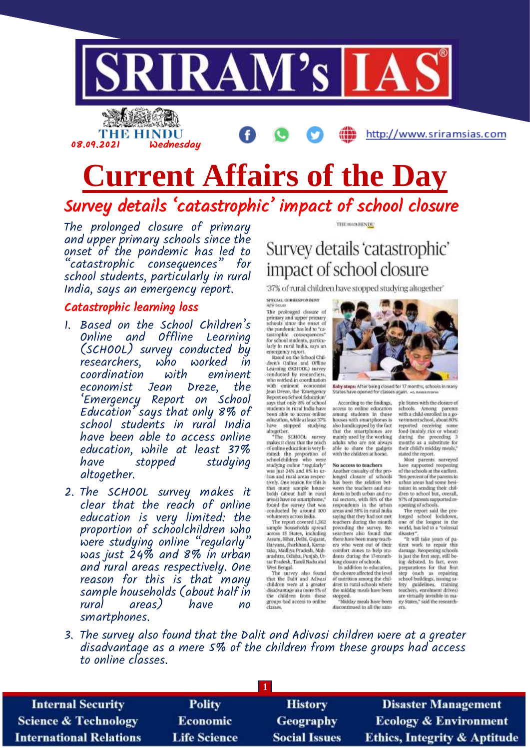# Current Affairs of the Day

## Survey details 'catastrophic' impact of school closure

The prolonged closure of primary and upper primary schools since the onset of the pandemic has led to "catastrophic consequences" for school students, particularly in rural India, says an emergency report.

### Catastrophic learning loss

1. Based on the School Children's Online and Offline Learning (SCHOOL) survey conducted by researchers, who worked in coordination with eminent economist Jean Dreze, the 'Emergency Report on School Education' says that only 8% of school students in rural India have been able to access online education, while at least 37% have stopped studying altogether.
2. The SCHOOL survey makes it clear that the reach of online education is very limited: the proportion of schoolchildren who were studying online "regularly" was just 24% and 8% in urban and rural areas respectively. One reason for this is that many sample households (about half in rural areas) have no smartphones.
3. The survey also found that the Dalit and Adivasi children were at a greater disadvantage as a mere 5% of the children from these groups had access to online classes.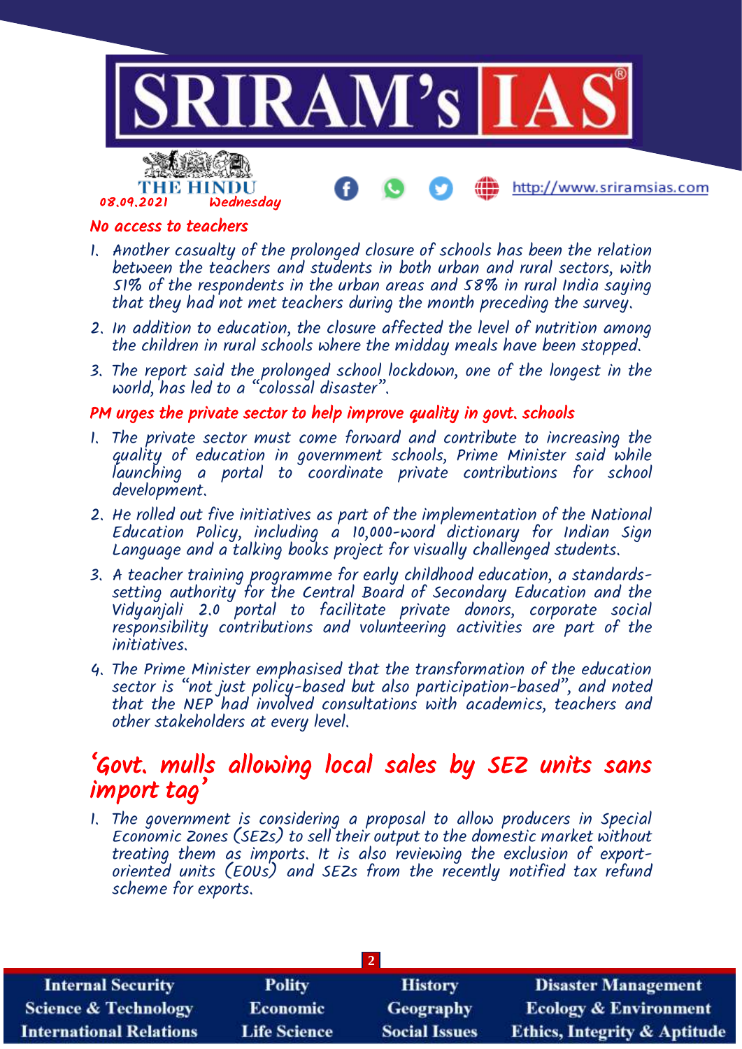## No access to teachers

1. Another casualty of the prolonged closure of schools has been the relation between the teachers and students in both urban and rural sectors, with 51% of the respondents in the urban areas and 58% in rural India saying that they had not met teachers during the month preceding the survey.
2. In addition to education, the closure affected the level of nutrition among the children in rural schools where the midday meals have been stopped.
3. The report said the prolonged school lockdown, one of the longest in the world, has led to a "colossal disaster".

## PM urges the private sector to help improve quality in govt. schools

1. The private sector must come forward and contribute to increasing the quality of education in government schools, Prime Minister said while launching a portal to coordinate private contributions for school development.
2. He rolled out five initiatives as part of the implementation of the National Education Policy, including a 10,000-word dictionary for Indian Sign Language and a talking books project for visually challenged students.
3. A teacher training programme for early childhood education, a standards-setting authority for the Central Board of Secondary Education and the Vidyanjali 2.0 portal to facilitate private donors, corporate social responsibility contributions and volunteering activities are part of the initiatives.
4. The Prime Minister emphasised that the transformation of the education sector is "not just policy-based but also participation-based", and noted that the NEP had involved consultations with academics, teachers and other stakeholders at every level.

# 'Govt. mulls allowing local sales by SEZ units sans import tag'

1. The government is considering a proposal to allow producers in Special Economic Zones (SEZs) to sell their output to the domestic market without treating them as imports. It is also reviewing the exclusion of export-oriented units (EOUs) and SEZs from the recently notified tax refund scheme for exports.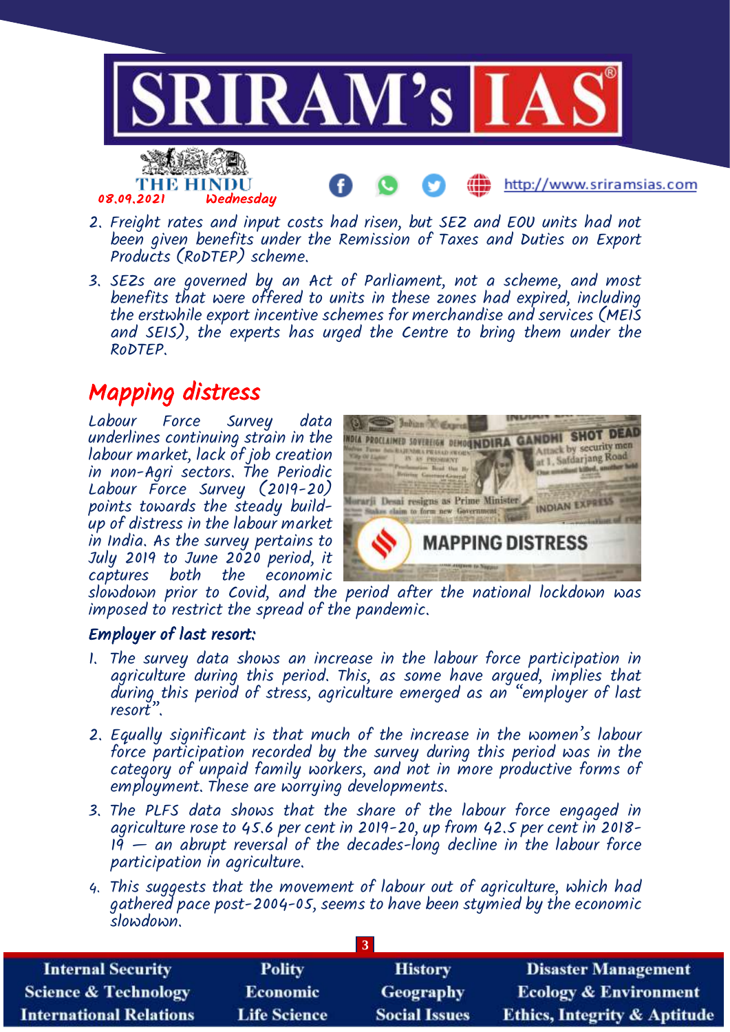2. Freight rates and input costs had risen, but SEZ and EOU units had not been given benefits under the Remission of Taxes and Duties on Export Products (RoDTEP) scheme.
3. SEZs are governed by an Act of Parliament, not a scheme, and most benefits that were offered to units in these zones had expired, including the erstwhile export incentive schemes for merchandise and services (MEIS and SEIS), the experts has urged the Centre to bring them under the RoDTEP.

## Mapping distress

Labour Force Survey data underlines continuing strain in the labour market, lack of job creation in non-Agri sectors. The Periodic Labour Force Survey (2019-20) points towards the steady build-up of distress in the labour market in India. As the survey pertains to July 2019 to June 2020 period, it captures both the economic slowdown prior to Covid, and the period after the national lockdown was imposed to restrict the spread of the pandemic.

### Employer of last resort:

1. The survey data shows an increase in the labour force participation in agriculture during this period. This, as some have argued, implies that during this period of stress, agriculture emerged as an "employer of last resort".
2. Equally significant is that much of the increase in the women's labour force participation recorded by the survey during this period was in the category of unpaid family workers, and not in more productive forms of employment. These are worrying developments.
3. The PLFS data shows that the share of the labour force engaged in agriculture rose to 45.6 per cent in 2019-20, up from 42.5 per cent in 2018-19 — an abrupt reversal of the decades-long decline in the labour force participation in agriculture.
4. This suggests that the movement of labour out of agriculture, which had gathered pace post-2004-05, seems to have been stymied by the economic slowdown.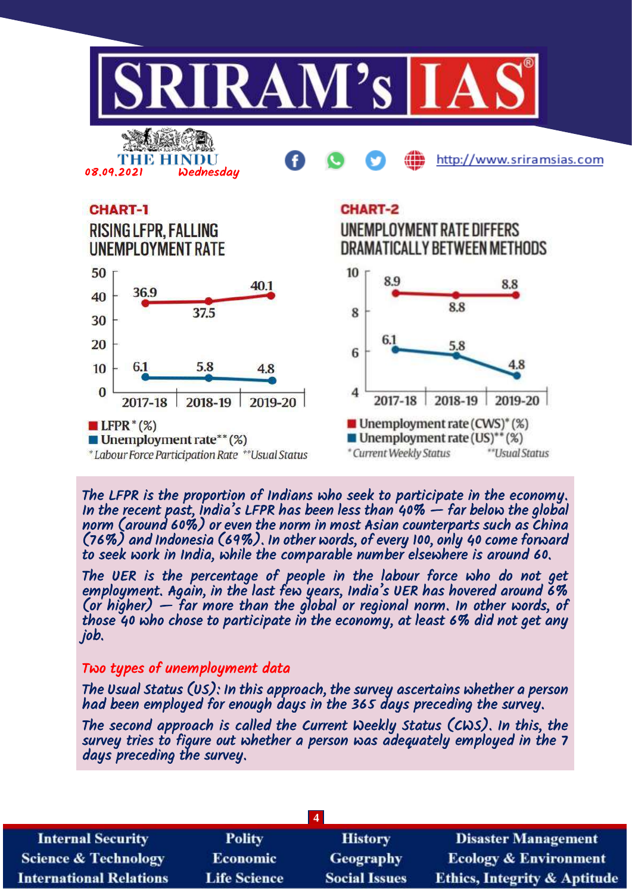## CHART-1

### RISING LFPR, FALLING UNEMPLOYMENT RATE

| | 2017-18 | 2018-19 | 2019-20 |
|---|---|---|---|
| LFPR* (%) | 36.9 | 37.5 | 40.1 |
| Unemployment rate** (%) | 6.1 | 5.8 | 4.8 |

*Labour Force Participation Rate **Usual Status

## CHART-2

### UNEMPLOYMENT RATE DIFFERS DRAMATICALLY BETWEEN METHODS

| | 2017-18 | 2018-19 | 2019-20 |
|---|---|---|---|
| Unemployment rate (CWS)* (%) | 8.9 | 8.8 | 8.8 |
| Unemployment rate (US)** (%) | 6.1 | 5.8 | 4.8 |

*Current Weekly Status **Usual Status

The LFPR is the proportion of Indians who seek to participate in the economy. In the recent past, India's LFPR has been less than 40% — far below the global norm (around 60%) or even the norm in most Asian counterparts such as China (76%) and Indonesia (69%). In other words, of every 100, only 40 come forward to seek work in India, while the comparable number elsewhere is around 60.

The UER is the percentage of people in the labour force who do not get employment. Again, in the last few years, India's UER has hovered around 6% (or higher) — far more than the global or regional norm. In other words, of those 40 who chose to participate in the economy, at least 6% did not get any job.

### Two types of unemployment data

The Usual Status (US): In this approach, the survey ascertains whether a person had been employed for enough days in the 365 days preceding the survey.

The second approach is called the Current Weekly Status (CWS). In this, the survey tries to figure out whether a person was adequately employed in the 7 days preceding the survey.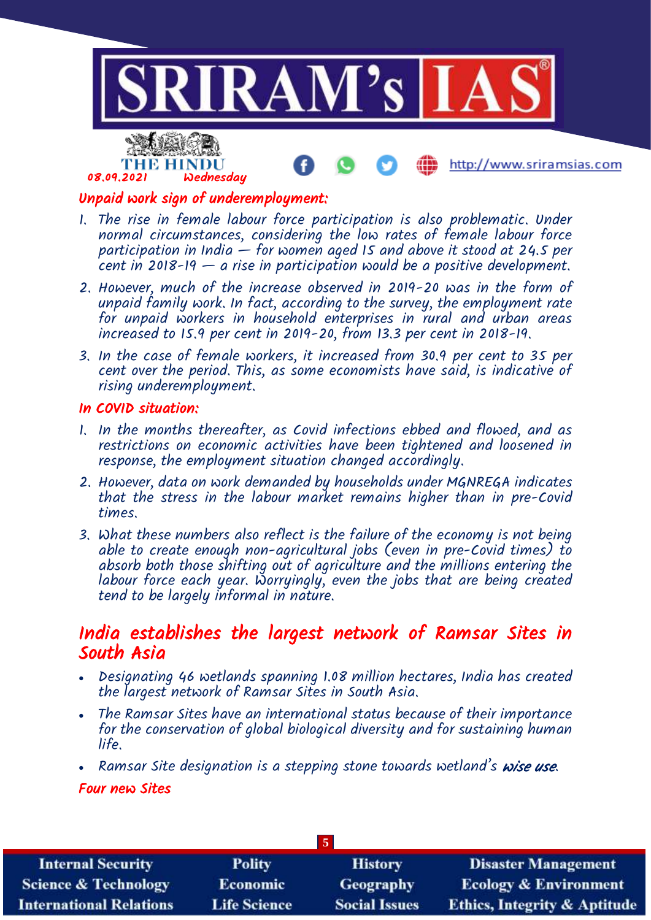### Unpaid work sign of underemployment:

1. The rise in female labour force participation is also problematic. Under normal circumstances, considering the low rates of female labour force participation in India — for women aged 15 and above it stood at 24.5 per cent in 2018-19 — a rise in participation would be a positive development.
2. However, much of the increase observed in 2019-20 was in the form of unpaid family work. In fact, according to the survey, the employment rate for unpaid workers in household enterprises in rural and urban areas increased to 15.9 per cent in 2019-20, from 13.3 per cent in 2018-19.
3. In the case of female workers, it increased from 30.9 per cent to 35 per cent over the period. This, as some economists have said, is indicative of rising underemployment.

### In COVID situation:

1. In the months thereafter, as Covid infections ebbed and flowed, and as restrictions on economic activities have been tightened and loosened in response, the employment situation changed accordingly.
2. However, data on work demanded by households under MGNREGA indicates that the stress in the labour market remains higher than in pre-Covid times.
3. What these numbers also reflect is the failure of the economy is not being able to create enough non-agricultural jobs (even in pre-Covid times) to absorb both those shifting out of agriculture and the millions entering the labour force each year. Worryingly, even the jobs that are being created tend to be largely informal in nature.

## India establishes the largest network of Ramsar Sites in South Asia

- Designating 46 wetlands spanning 1.08 million hectares, India has created the largest network of Ramsar Sites in South Asia.
- The Ramsar Sites have an international status because of their importance for the conservation of global biological diversity and for sustaining human life.
- Ramsar Site designation is a stepping stone towards wetland's ***wise use***.

### Four new Sites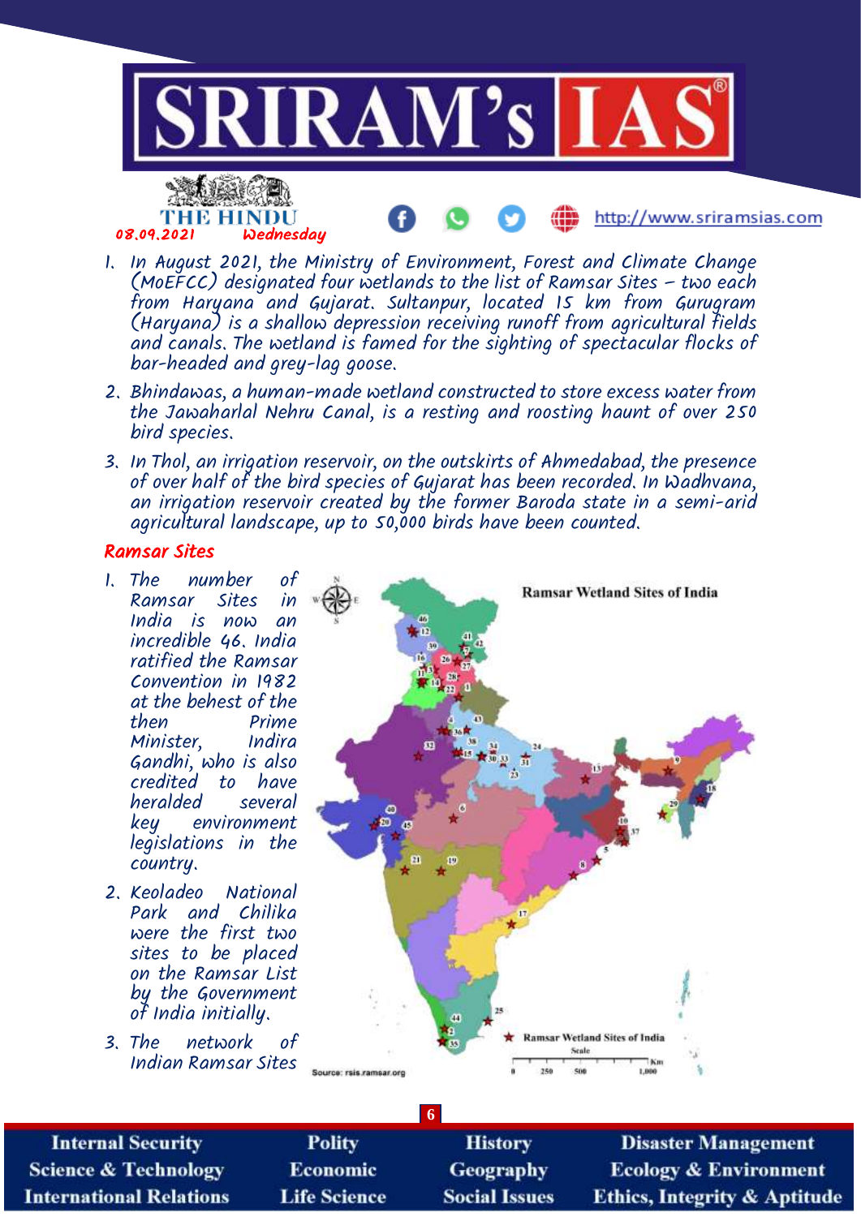08.09.2021 Wednesday

1. In August 2021, the Ministry of Environment, Forest and Climate Change (MoEFCC) designated four wetlands to the list of Ramsar Sites – two each from Haryana and Gujarat. Sultanpur, located 15 km from Gurugram (Haryana) is a shallow depression receiving runoff from agricultural fields and canals. The wetland is famed for the sighting of spectacular flocks of bar-headed and grey-lag goose.
2. Bhindawas, a human-made wetland constructed to store excess water from the Jawaharlal Nehru Canal, is a resting and roosting haunt of over 250 bird species.
3. In Thol, an irrigation reservoir, on the outskirts of Ahmedabad, the presence of over half of the bird species of Gujarat has been recorded. In Wadhvana, an irrigation reservoir created by the former Baroda state in a semi-arid agricultural landscape, up to 50,000 birds have been counted.

## Ramsar Sites

1. The number of Ramsar Sites in India is now an incredible 46. India ratified the Ramsar Convention in 1982 at the behest of the then Prime Minister, Indira Gandhi, who is also credited to have heralded several key environment legislations in the country.
2. Keoladeo National Park and Chilika were the first two sites to be placed on the Ramsar List by the Government of India initially.
3. The network of Indian Ramsar Sites

Ramsar Wetland Sites of India

Source: rsis.ramsar.org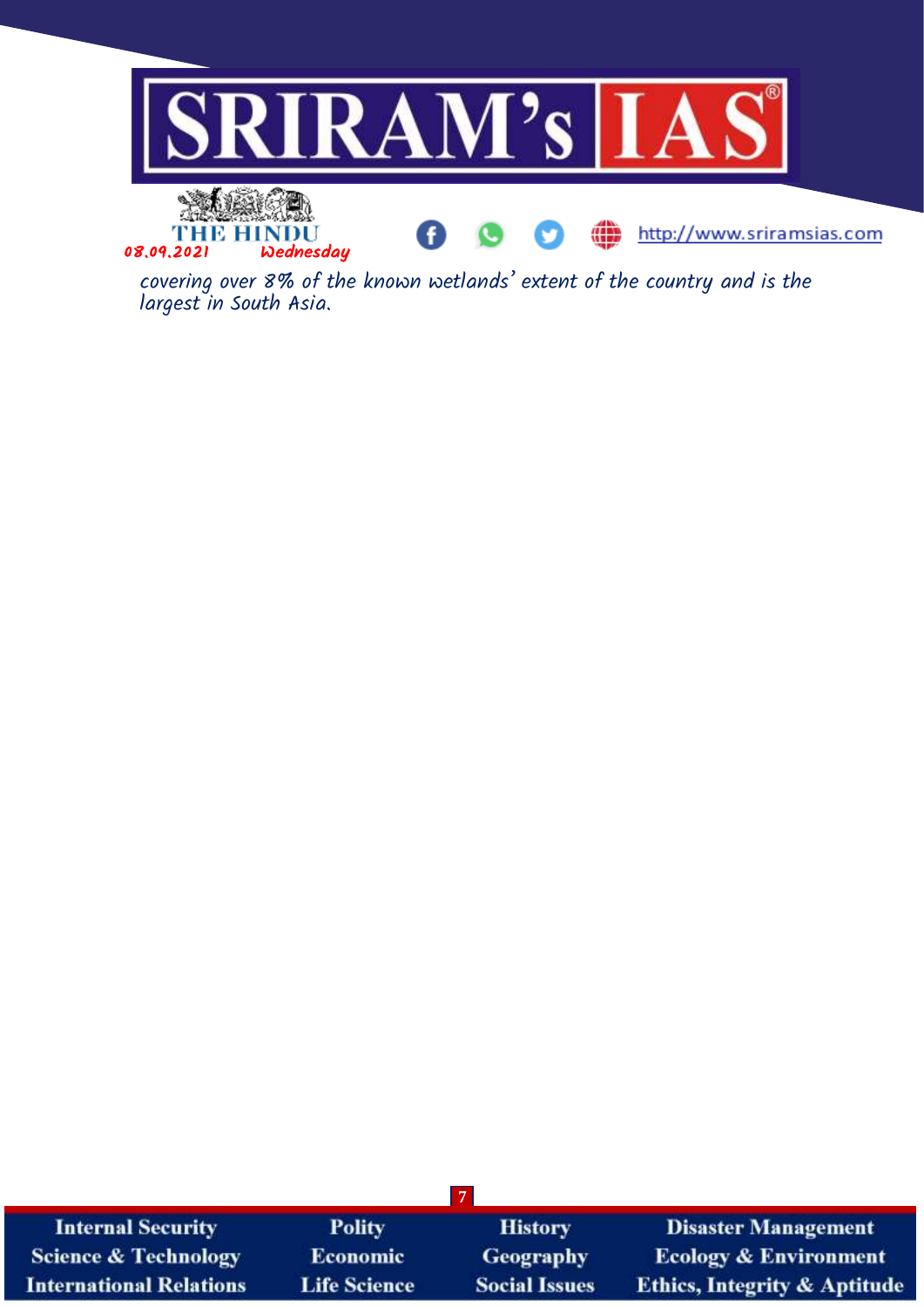covering over 8% of the known wetlands' extent of the country and is the largest in South Asia.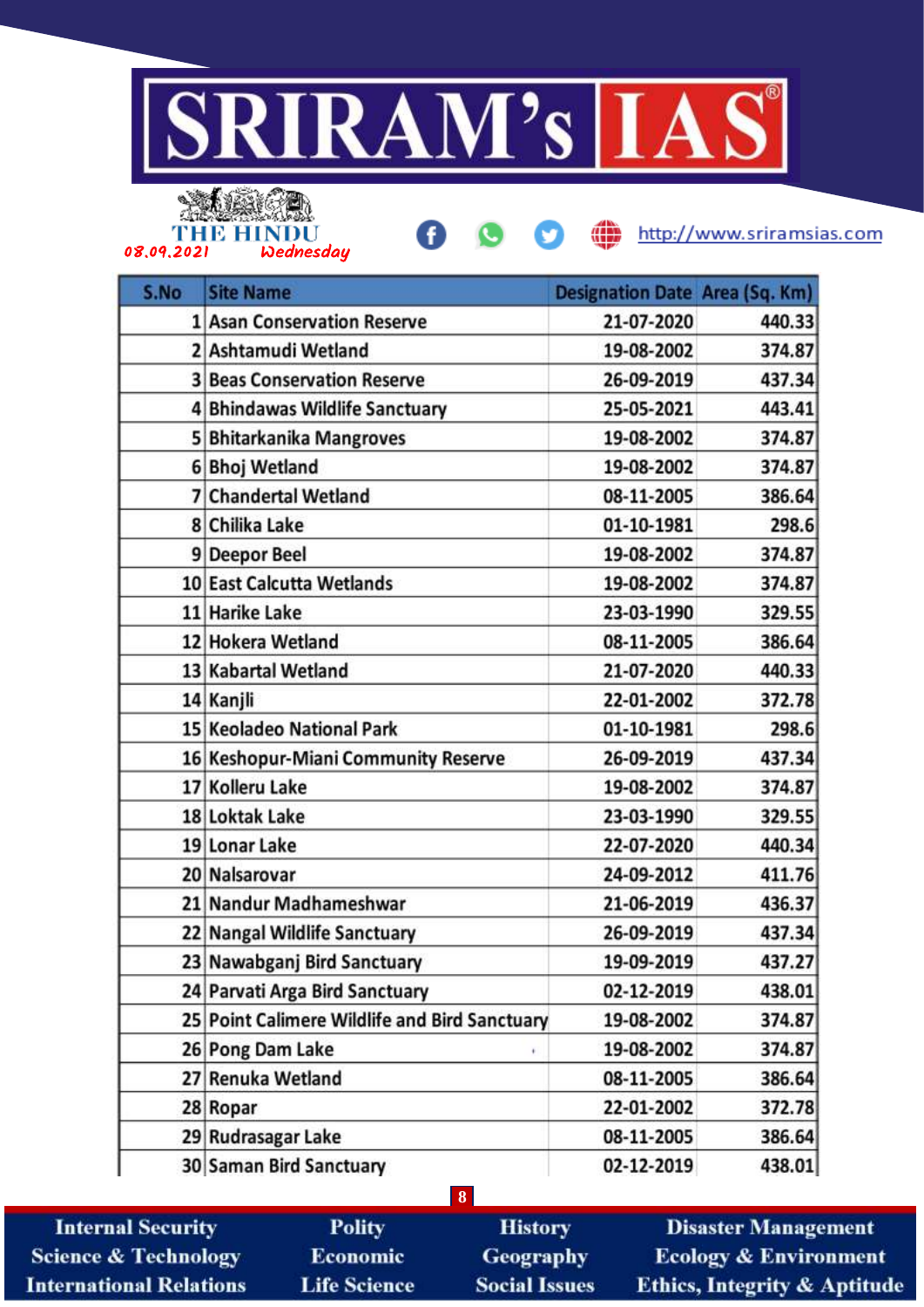THE HINDU

08.09.2021 Wednesday

| S.No | Site Name | Designation Date | Area (Sq. Km) |
|---|---|---|---|
| 1 | Asan Conservation Reserve | 21-07-2020 | 440.33 |
| 2 | Ashtamudi Wetland | 19-08-2002 | 374.87 |
| 3 | Beas Conservation Reserve | 26-09-2019 | 437.34 |
| 4 | Bhindawas Wildlife Sanctuary | 25-05-2021 | 443.41 |
| 5 | Bhitarkanika Mangroves | 19-08-2002 | 374.87 |
| 6 | Bhoj Wetland | 19-08-2002 | 374.87 |
| 7 | Chandertal Wetland | 08-11-2005 | 386.64 |
| 8 | Chilika Lake | 01-10-1981 | 298.6 |
| 9 | Deepor Beel | 19-08-2002 | 374.87 |
| 10 | East Calcutta Wetlands | 19-08-2002 | 374.87 |
| 11 | Harike Lake | 23-03-1990 | 329.55 |
| 12 | Hokera Wetland | 08-11-2005 | 386.64 |
| 13 | Kabartal Wetland | 21-07-2020 | 440.33 |
| 14 | Kanjli | 22-01-2002 | 372.78 |
| 15 | Keoladeo National Park | 01-10-1981 | 298.6 |
| 16 | Keshopur-Miani Community Reserve | 26-09-2019 | 437.34 |
| 17 | Kolleru Lake | 19-08-2002 | 374.87 |
| 18 | Loktak Lake | 23-03-1990 | 329.55 |
| 19 | Lonar Lake | 22-07-2020 | 440.34 |
| 20 | Nalsarovar | 24-09-2012 | 411.76 |
| 21 | Nandur Madhameshwar | 21-06-2019 | 436.37 |
| 22 | Nangal Wildlife Sanctuary | 26-09-2019 | 437.34 |
| 23 | Nawabganj Bird Sanctuary | 19-09-2019 | 437.27 |
| 24 | Parvati Arga Bird Sanctuary | 02-12-2019 | 438.01 |
| 25 | Point Calimere Wildlife and Bird Sanctuary | 19-08-2002 | 374.87 |
| 26 | Pong Dam Lake | 19-08-2002 | 374.87 |
| 27 | Renuka Wetland | 08-11-2005 | 386.64 |
| 28 | Ropar | 22-01-2002 | 372.78 |
| 29 | Rudrasagar Lake | 08-11-2005 | 386.64 |
| 30 | Saman Bird Sanctuary | 02-12-2019 | 438.01 |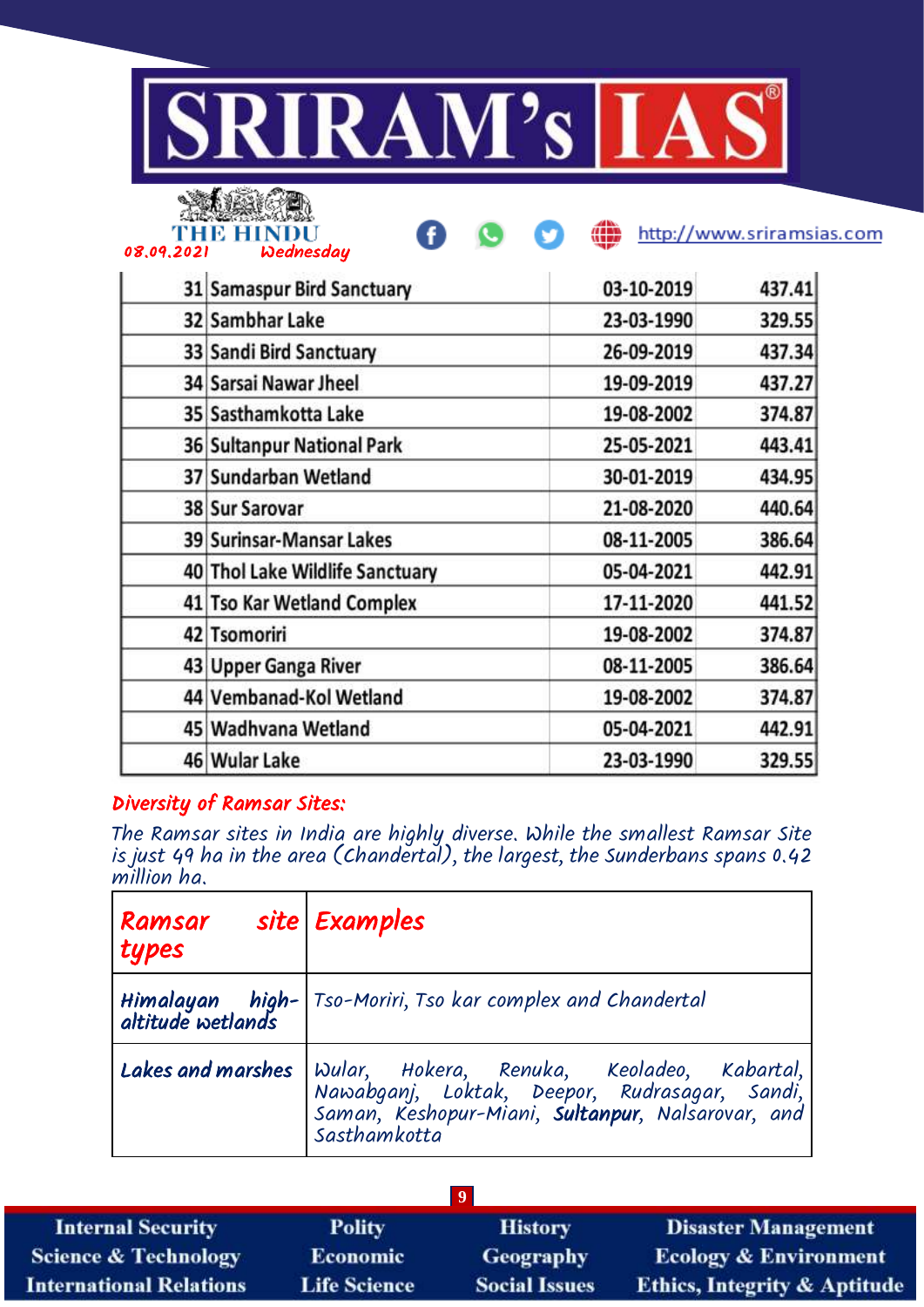| | | | |
|---|---|---|---|
| 31 | Samaspur Bird Sanctuary | 03-10-2019 | 437.41 |
| 32 | Sambhar Lake | 23-03-1990 | 329.55 |
| 33 | Sandi Bird Sanctuary | 26-09-2019 | 437.34 |
| 34 | Sarsai Nawar Jheel | 19-09-2019 | 437.27 |
| 35 | Sasthamkotta Lake | 19-08-2002 | 374.87 |
| 36 | Sultanpur National Park | 25-05-2021 | 443.41 |
| 37 | Sundarban Wetland | 30-01-2019 | 434.95 |
| 38 | Sur Sarovar | 21-08-2020 | 440.64 |
| 39 | Surinsar-Mansar Lakes | 08-11-2005 | 386.64 |
| 40 | Thol Lake Wildlife Sanctuary | 05-04-2021 | 442.91 |
| 41 | Tso Kar Wetland Complex | 17-11-2020 | 441.52 |
| 42 | Tsomoriri | 19-08-2002 | 374.87 |
| 43 | Upper Ganga River | 08-11-2005 | 386.64 |
| 44 | Vembanad-Kol Wetland | 19-08-2002 | 374.87 |
| 45 | Wadhvana Wetland | 05-04-2021 | 442.91 |
| 46 | Wular Lake | 23-03-1990 | 329.55 |

### Diversity of Ramsar Sites:

The Ramsar sites in India are highly diverse. While the smallest Ramsar Site is just 49 ha in the area (Chandertal), the largest, the Sunderbans spans 0.42 million ha.

| Ramsar site types | Examples |
|---|---|
| **Himalayan high-altitude wetlands** | Tso-Moriri, Tso kar complex and Chandertal |
| **Lakes and marshes** | Wular, Hokera, Renuka, Keoladeo, Kabartal, Nawabganj, Loktak, Deepor, Rudrasagar, Sandi, Saman, Keshopur-Miani, **Sultanpur**, Nalsarovar, and Sasthamkotta |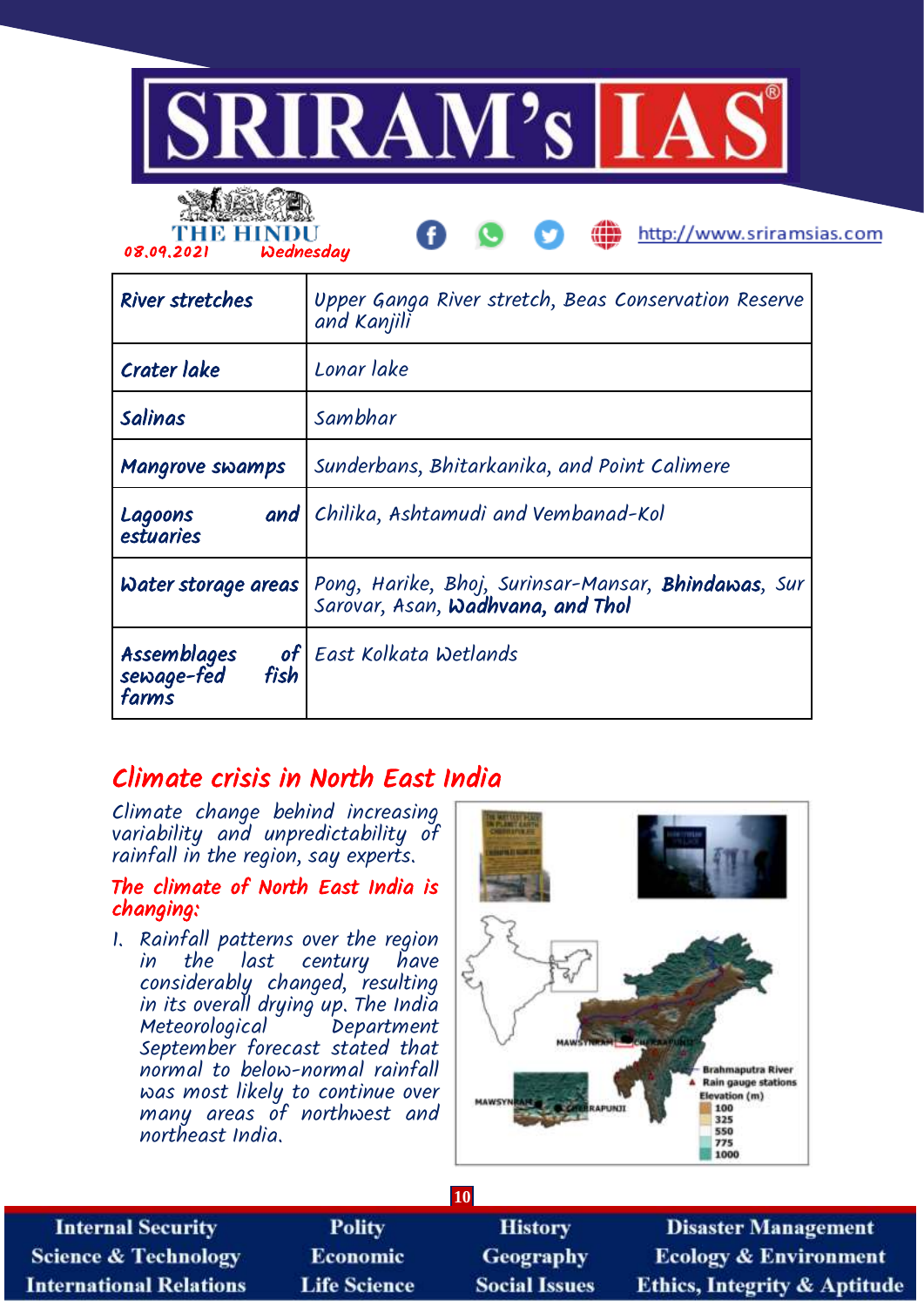| River stretches | Upper Ganga River stretch, Beas Conservation Reserve and Kanjili |
|---|---|
| Crater lake | Lonar lake |
| Salinas | Sambhar |
| Mangrove swamps | Sunderbans, Bhitarkanika, and Point Calimere |
| Lagoons and estuaries | Chilika, Ashtamudi and Vembanad-Kol |
| Water storage areas | Pong, Harike, Bhoj, Surinsar-Mansar, **Bhindawas**, Sur Sarovar, Asan, **Wadhvana, and Thol** |
| Assemblages of sewage-fed fish farms | East Kolkata Wetlands |

## Climate crisis in North East India

*Climate change behind increasing variability and unpredictability of rainfall in the region, say experts.*

### The climate of North East India is changing:

1. Rainfall patterns over the region in the last century have considerably changed, resulting in its overall drying up. The India Meteorological Department September forecast stated that normal to below-normal rainfall was most likely to continue over many areas of northwest and northeast India.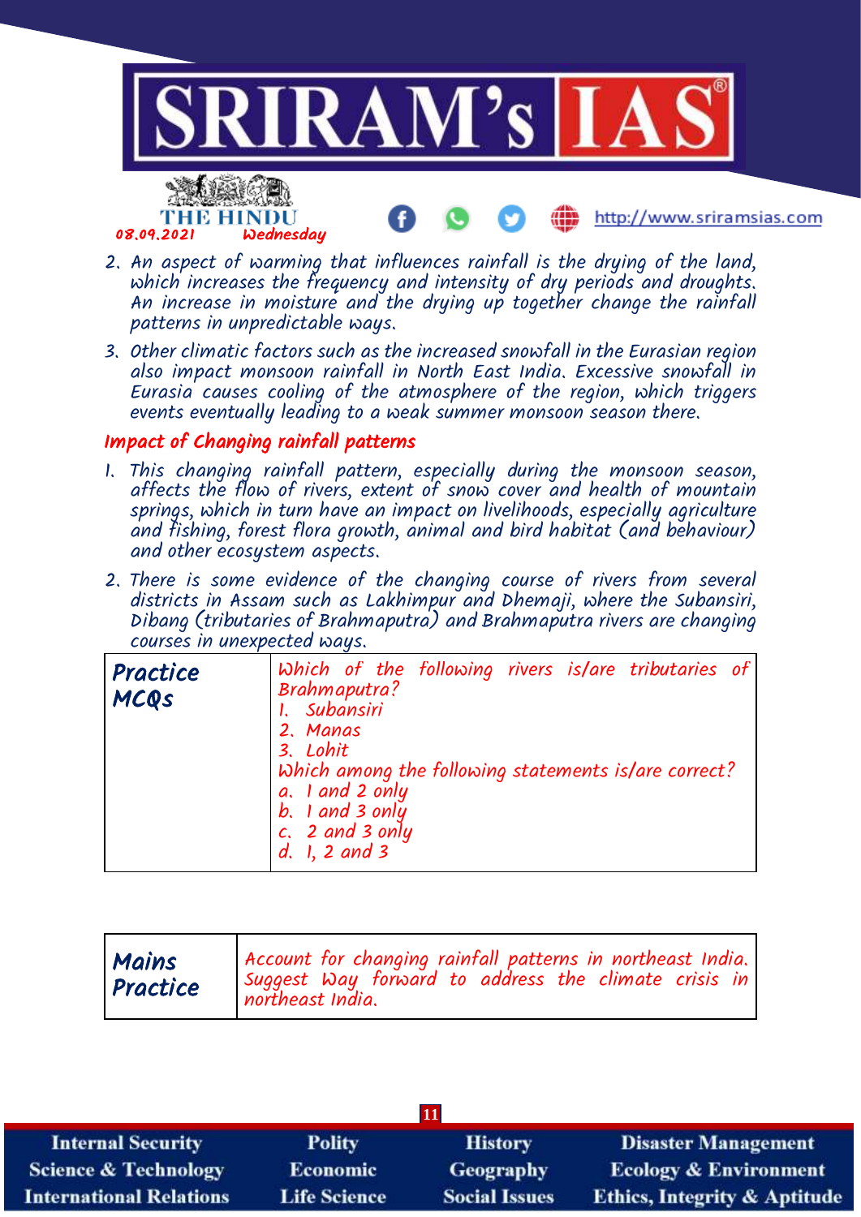2. An aspect of warming that influences rainfall is the drying of the land, which increases the frequency and intensity of dry periods and droughts. An increase in moisture and the drying up together change the rainfall patterns in unpredictable ways.

3. Other climatic factors such as the increased snowfall in the Eurasian region also impact monsoon rainfall in North East India. Excessive snowfall in Eurasia causes cooling of the atmosphere of the region, which triggers events eventually leading to a weak summer monsoon season there.

### Impact of Changing rainfall patterns

1. This changing rainfall pattern, especially during the monsoon season, affects the flow of rivers, extent of snow cover and health of mountain springs, which in turn have an impact on livelihoods, especially agriculture and fishing, forest flora growth, animal and bird habitat (and behaviour) and other ecosystem aspects.

2. There is some evidence of the changing course of rivers from several districts in Assam such as Lakhimpur and Dhemaji, where the Subansiri, Dibang (tributaries of Brahmaputra) and Brahmaputra rivers are changing courses in unexpected ways.

| Practice MCQs | Which of the following rivers is/are tributaries of Brahmaputra?<br>1. Subansiri<br>2. Manas<br>3. Lohit<br>Which among the following statements is/are correct?<br>a. 1 and 2 only<br>b. 1 and 3 only<br>c. 2 and 3 only<br>d. 1, 2 and 3 |
|---|---|

| Mains Practice | Account for changing rainfall patterns in northeast India. Suggest Way forward to address the climate crisis in northeast India. |
|---|---|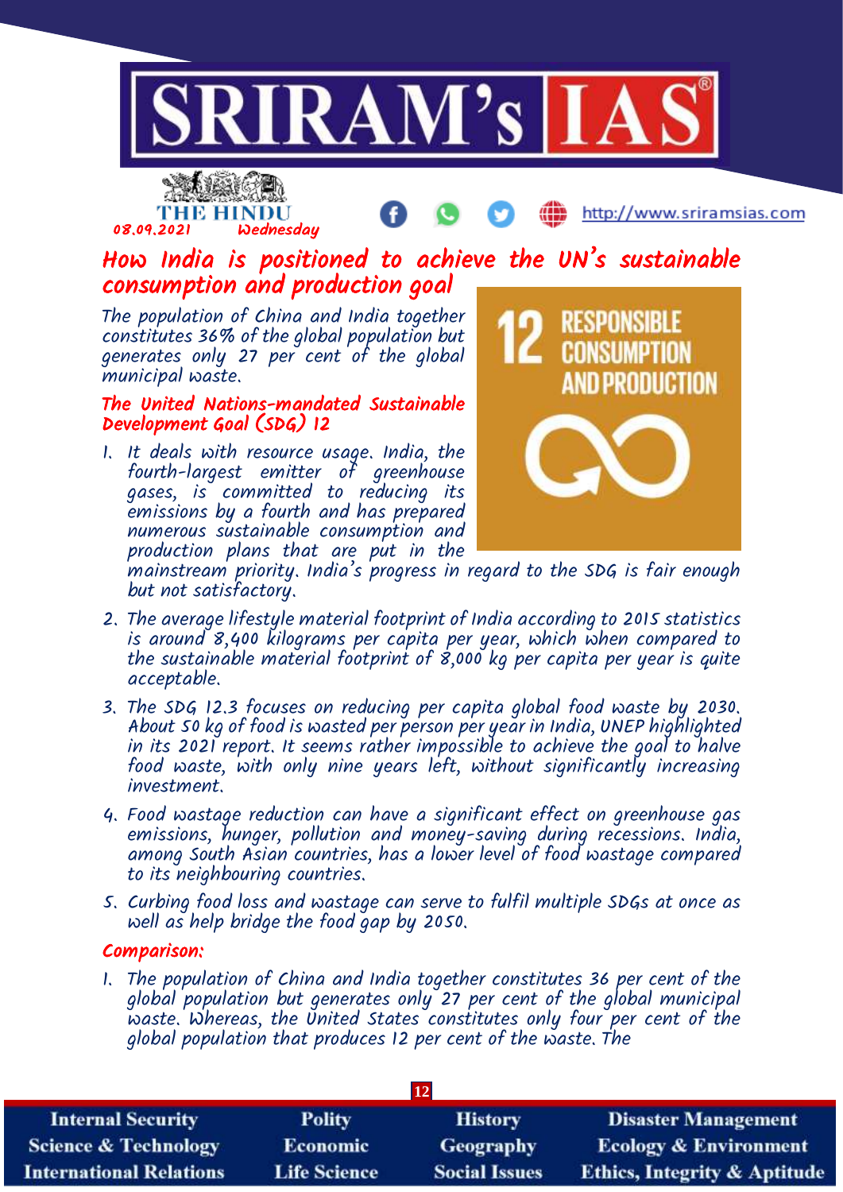# How India is positioned to achieve the UN's sustainable consumption and production goal

The population of China and India together constitutes 36% of the global population but generates only 27 per cent of the global municipal waste.

## The United Nations-mandated Sustainable Development Goal (SDG) 12

1. It deals with resource usage. India, the fourth-largest emitter of greenhouse gases, is committed to reducing its emissions by a fourth and has prepared numerous sustainable consumption and production plans that are put in the mainstream priority. India's progress in regard to the SDG is fair enough but not satisfactory.
2. The average lifestyle material footprint of India according to 2015 statistics is around 8,400 kilograms per capita per year, which when compared to the sustainable material footprint of 8,000 kg per capita per year is quite acceptable.
3. The SDG 12.3 focuses on reducing per capita global food waste by 2030. About 50 kg of food is wasted per person per year in India, UNEP highlighted in its 2021 report. It seems rather impossible to achieve the goal to halve food waste, with only nine years left, without significantly increasing investment.
4. Food wastage reduction can have a significant effect on greenhouse gas emissions, hunger, pollution and money-saving during recessions. India, among South Asian countries, has a lower level of food wastage compared to its neighbouring countries.
5. Curbing food loss and wastage can serve to fulfil multiple SDGs at once as well as help bridge the food gap by 2050.

## Comparison:

1. The population of China and India together constitutes 36 per cent of the global population but generates only 27 per cent of the global municipal waste. Whereas, the United States constitutes only four per cent of the global population that produces 12 per cent of the waste. The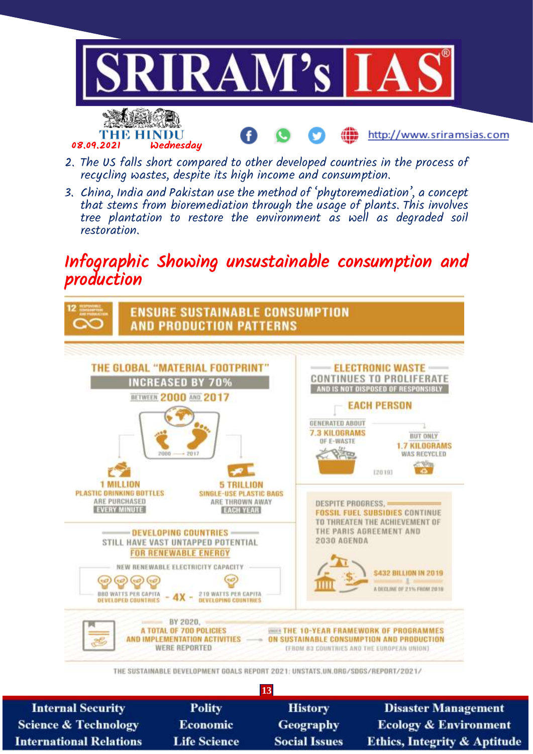2. The US falls short compared to other developed countries in the process of recycling wastes, despite its high income and consumption.
3. China, India and Pakistan use the method of 'phytoremediation', a concept that stems from bioremediation through the usage of plants. This involves tree plantation to restore the environment as well as degraded soil restoration.

## Infographic Showing unsustainable consumption and production

### 12 RESPONSIBLE CONSUMPTION AND PRODUCTION — ENSURE SUSTAINABLE CONSUMPTION AND PRODUCTION PATTERNS

**THE GLOBAL "MATERIAL FOOTPRINT" INCREASED BY 70%** BETWEEN 2000 AND 2017

2000 ⟶ 2017

**1 MILLION** PLASTIC DRINKING BOTTLES ARE PURCHASED EVERY MINUTE

**5 TRILLION** SINGLE-USE PLASTIC BAGS ARE THROWN AWAY EACH YEAR

**ELECTRONIC WASTE CONTINUES TO PROLIFERATE** AND IS NOT DISPOSED OF RESPONSIBLY

EACH PERSON GENERATED ABOUT **7.3 KILOGRAMS** OF E-WASTE BUT ONLY **1.7 KILOGRAMS** WAS RECYCLED (2019)

**DEVELOPING COUNTRIES** STILL HAVE VAST UNTAPPED POTENTIAL FOR RENEWABLE ENERGY

NEW RENEWABLE ELECTRICITY CAPACITY

880 WATTS PER CAPITA DEVELOPED COUNTRIES - **4X** - 219 WATTS PER CAPITA DEVELOPING COUNTRIES

DESPITE PROGRESS, **FOSSIL FUEL SUBSIDIES** CONTINUE TO THREATEN THE ACHIEVEMENT OF THE PARIS AGREEMENT AND 2030 AGENDA

**$432 BILLION IN 2019** — A DECLINE OF 21% FROM 2018

BY 2020, A TOTAL OF 700 POLICIES AND IMPLEMENTATION ACTIVITIES WERE REPORTED ⟶ UNDER THE 10-YEAR FRAMEWORK OF PROGRAMMES ON SUSTAINABLE CONSUMPTION AND PRODUCTION (FROM 83 COUNTRIES AND THE EUROPEAN UNION)

THE SUSTAINABLE DEVELOPMENT GOALS REPORT 2021: UNSTATS.UN.ORG/SDGS/REPORT/2021/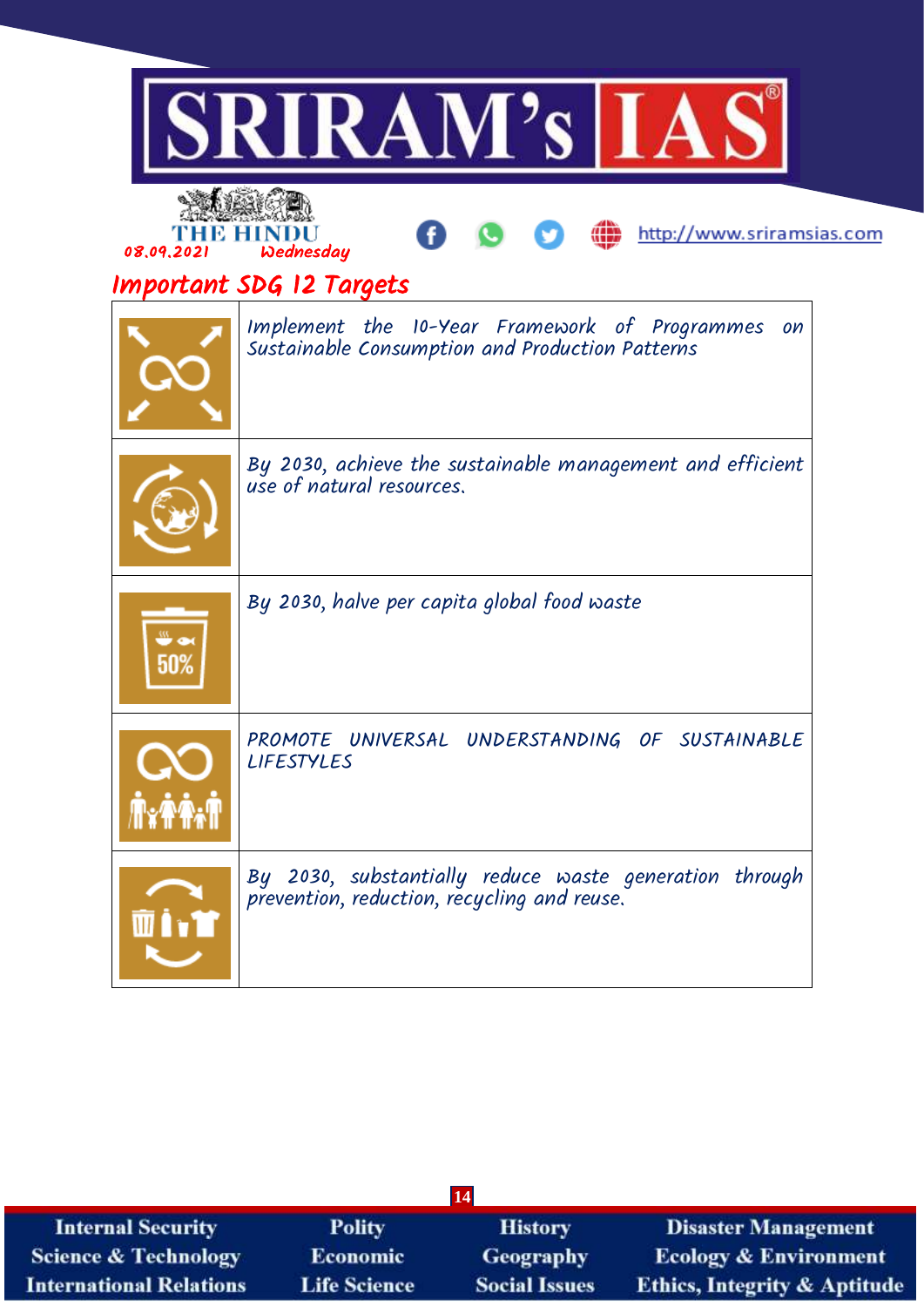# Important SDG 12 Targets

| | |
|---|---|
| | Implement the 10-Year Framework of Programmes on Sustainable Consumption and Production Patterns |
| | By 2030, achieve the sustainable management and efficient use of natural resources. |
| | By 2030, halve per capita global food waste |
| | PROMOTE UNIVERSAL UNDERSTANDING OF SUSTAINABLE LIFESTYLES |
| | By 2030, substantially reduce waste generation through prevention, reduction, recycling and reuse. |